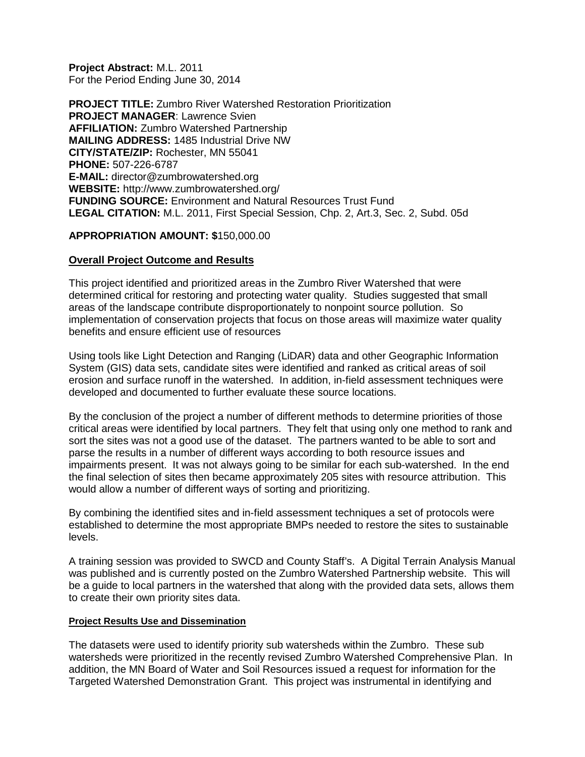**Project Abstract:** M.L. 2011
For the Period Ending June 30, 2014

**PROJECT TITLE:** Zumbro River Watershed Restoration Prioritization
**PROJECT MANAGER**: Lawrence Svien
**AFFILIATION:** Zumbro Watershed Partnership
**MAILING ADDRESS:** 1485 Industrial Drive NW
**CITY/STATE/ZIP:** Rochester, MN 55041
**PHONE:** 507-226-6787
**E-MAIL:** director@zumbrowatershed.org
**WEBSITE:** http://www.zumbrowatershed.org/
**FUNDING SOURCE:** Environment and Natural Resources Trust Fund
**LEGAL CITATION:** M.L. 2011, First Special Session, Chp. 2, Art.3, Sec. 2, Subd. 05d

**APPROPRIATION AMOUNT: $**150,000.00

## Overall Project Outcome and Results

This project identified and prioritized areas in the Zumbro River Watershed that were determined critical for restoring and protecting water quality. Studies suggested that small areas of the landscape contribute disproportionately to nonpoint source pollution. So implementation of conservation projects that focus on those areas will maximize water quality benefits and ensure efficient use of resources

Using tools like Light Detection and Ranging (LiDAR) data and other Geographic Information System (GIS) data sets, candidate sites were identified and ranked as critical areas of soil erosion and surface runoff in the watershed. In addition, in-field assessment techniques were developed and documented to further evaluate these source locations.

By the conclusion of the project a number of different methods to determine priorities of those critical areas were identified by local partners. They felt that using only one method to rank and sort the sites was not a good use of the dataset. The partners wanted to be able to sort and parse the results in a number of different ways according to both resource issues and impairments present. It was not always going to be similar for each sub-watershed. In the end the final selection of sites then became approximately 205 sites with resource attribution. This would allow a number of different ways of sorting and prioritizing.

By combining the identified sites and in-field assessment techniques a set of protocols were established to determine the most appropriate BMPs needed to restore the sites to sustainable levels.

A training session was provided to SWCD and County Staff's. A Digital Terrain Analysis Manual was published and is currently posted on the Zumbro Watershed Partnership website. This will be a guide to local partners in the watershed that along with the provided data sets, allows them to create their own priority sites data.

### Project Results Use and Dissemination

The datasets were used to identify priority sub watersheds within the Zumbro. These sub watersheds were prioritized in the recently revised Zumbro Watershed Comprehensive Plan. In addition, the MN Board of Water and Soil Resources issued a request for information for the Targeted Watershed Demonstration Grant. This project was instrumental in identifying and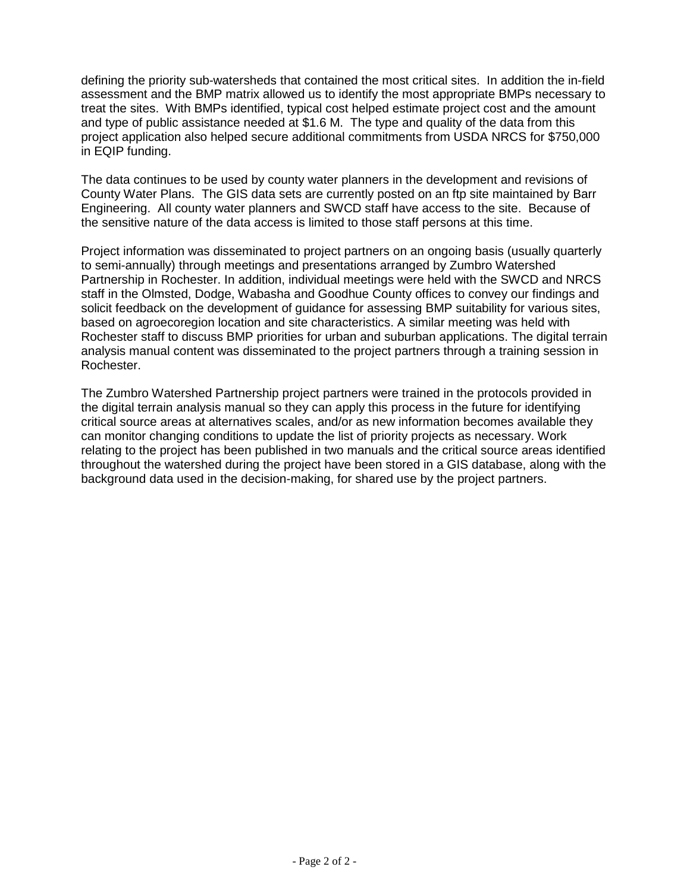defining the priority sub-watersheds that contained the most critical sites. In addition the in-field assessment and the BMP matrix allowed us to identify the most appropriate BMPs necessary to treat the sites. With BMPs identified, typical cost helped estimate project cost and the amount and type of public assistance needed at $1.6 M. The type and quality of the data from this project application also helped secure additional commitments from USDA NRCS for $750,000 in EQIP funding.

The data continues to be used by county water planners in the development and revisions of County Water Plans. The GIS data sets are currently posted on an ftp site maintained by Barr Engineering. All county water planners and SWCD staff have access to the site. Because of the sensitive nature of the data access is limited to those staff persons at this time.

Project information was disseminated to project partners on an ongoing basis (usually quarterly to semi-annually) through meetings and presentations arranged by Zumbro Watershed Partnership in Rochester. In addition, individual meetings were held with the SWCD and NRCS staff in the Olmsted, Dodge, Wabasha and Goodhue County offices to convey our findings and solicit feedback on the development of guidance for assessing BMP suitability for various sites, based on agroecoregion location and site characteristics. A similar meeting was held with Rochester staff to discuss BMP priorities for urban and suburban applications. The digital terrain analysis manual content was disseminated to the project partners through a training session in Rochester.

The Zumbro Watershed Partnership project partners were trained in the protocols provided in the digital terrain analysis manual so they can apply this process in the future for identifying critical source areas at alternatives scales, and/or as new information becomes available they can monitor changing conditions to update the list of priority projects as necessary. Work relating to the project has been published in two manuals and the critical source areas identified throughout the watershed during the project have been stored in a GIS database, along with the background data used in the decision-making, for shared use by the project partners.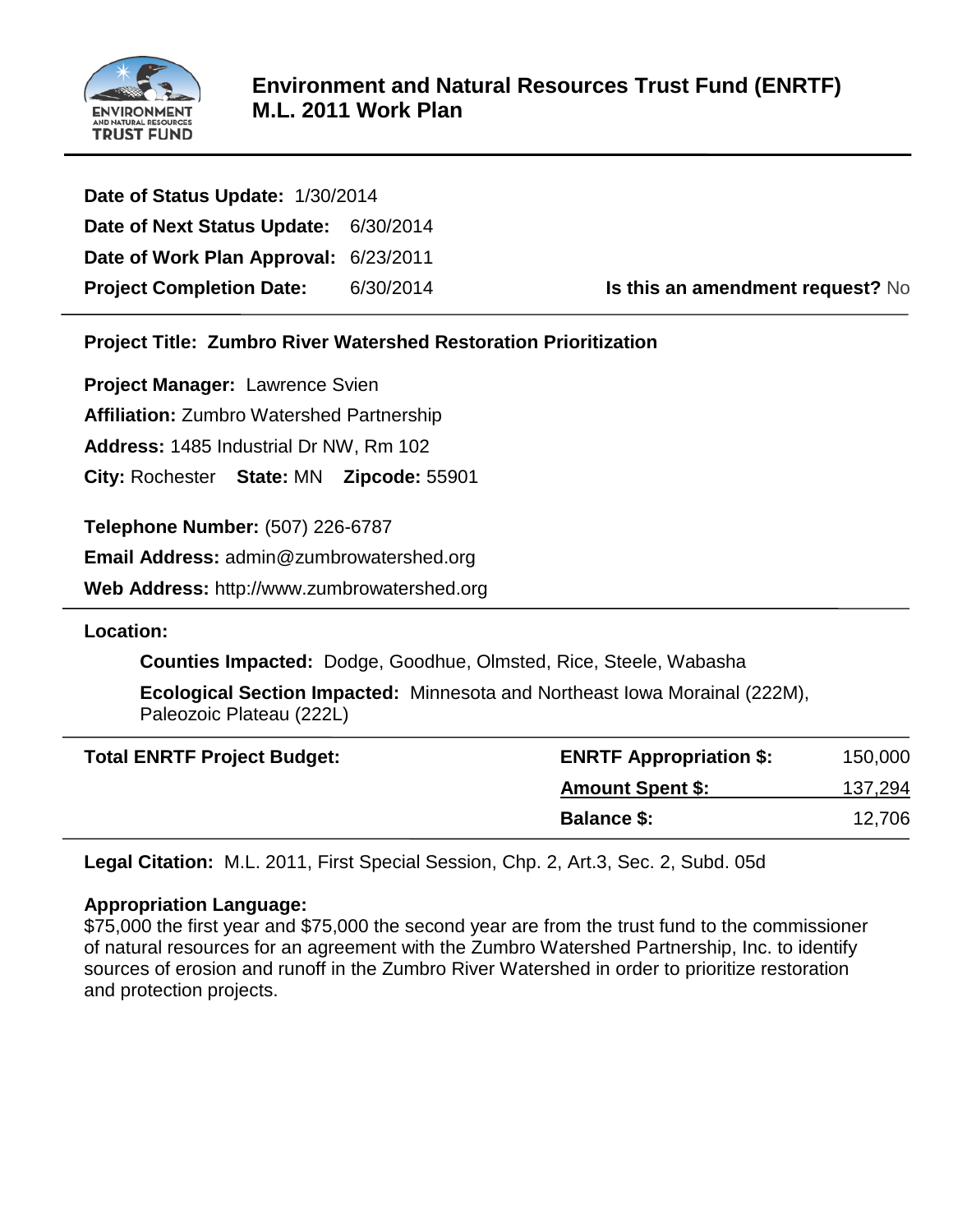# Environment and Natural Resources Trust Fund (ENRTF) M.L. 2011 Work Plan

**Date of Status Update:** 1/30/2014

**Date of Next Status Update:** 6/30/2014

**Date of Work Plan Approval:** 6/23/2011

**Project Completion Date:** 6/30/2014

**Is this an amendment request?** No

**Project Title: Zumbro River Watershed Restoration Prioritization**

**Project Manager:** Lawrence Svien

**Affiliation:** Zumbro Watershed Partnership

**Address:** 1485 Industrial Dr NW, Rm 102

**City:** Rochester **State:** MN **Zipcode:** 55901

**Telephone Number:** (507) 226-6787

**Email Address:** admin@zumbrowatershed.org

**Web Address:** http://www.zumbrowatershed.org

**Location:**

**Counties Impacted:** Dodge, Goodhue, Olmsted, Rice, Steele, Wabasha

**Ecological Section Impacted:** Minnesota and Northeast Iowa Morainal (222M), Paleozoic Plateau (222L)

| **Total ENRTF Project Budget:** | **ENRTF Appropriation $:** | 150,000 |
|---|---|---|
| | **Amount Spent $:** | 137,294 |
| | **Balance $:** | 12,706 |

**Legal Citation:** M.L. 2011, First Special Session, Chp. 2, Art.3, Sec. 2, Subd. 05d

**Appropriation Language:**
$75,000 the first year and $75,000 the second year are from the trust fund to the commissioner of natural resources for an agreement with the Zumbro Watershed Partnership, Inc. to identify sources of erosion and runoff in the Zumbro River Watershed in order to prioritize restoration and protection projects.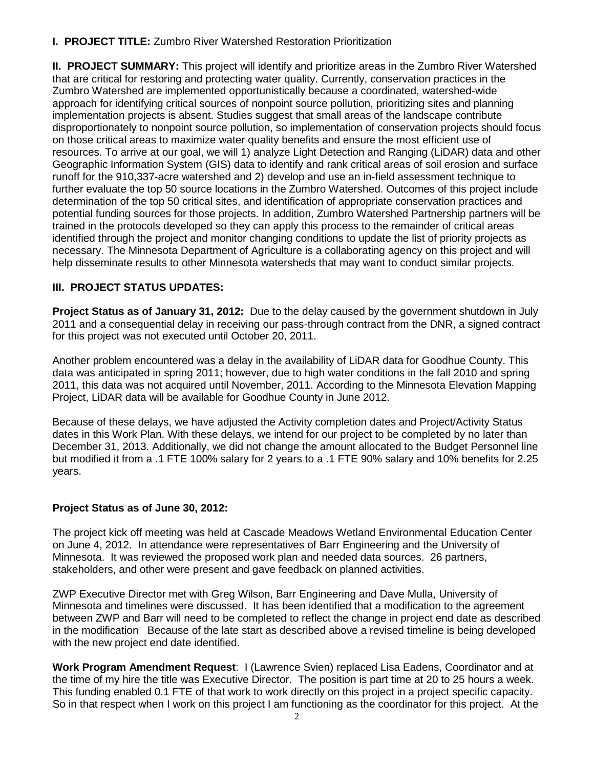**I. PROJECT TITLE:** Zumbro River Watershed Restoration Prioritization

**II. PROJECT SUMMARY:** This project will identify and prioritize areas in the Zumbro River Watershed that are critical for restoring and protecting water quality. Currently, conservation practices in the Zumbro Watershed are implemented opportunistically because a coordinated, watershed-wide approach for identifying critical sources of nonpoint source pollution, prioritizing sites and planning implementation projects is absent. Studies suggest that small areas of the landscape contribute disproportionately to nonpoint source pollution, so implementation of conservation projects should focus on those critical areas to maximize water quality benefits and ensure the most efficient use of resources. To arrive at our goal, we will 1) analyze Light Detection and Ranging (LiDAR) data and other Geographic Information System (GIS) data to identify and rank critical areas of soil erosion and surface runoff for the 910,337-acre watershed and 2) develop and use an in-field assessment technique to further evaluate the top 50 source locations in the Zumbro Watershed. Outcomes of this project include determination of the top 50 critical sites, and identification of appropriate conservation practices and potential funding sources for those projects. In addition, Zumbro Watershed Partnership partners will be trained in the protocols developed so they can apply this process to the remainder of critical areas identified through the project and monitor changing conditions to update the list of priority projects as necessary. The Minnesota Department of Agriculture is a collaborating agency on this project and will help disseminate results to other Minnesota watersheds that may want to conduct similar projects.

**III. PROJECT STATUS UPDATES:**

**Project Status as of January 31, 2012:** Due to the delay caused by the government shutdown in July 2011 and a consequential delay in receiving our pass-through contract from the DNR, a signed contract for this project was not executed until October 20, 2011.

Another problem encountered was a delay in the availability of LiDAR data for Goodhue County. This data was anticipated in spring 2011; however, due to high water conditions in the fall 2010 and spring 2011, this data was not acquired until November, 2011. According to the Minnesota Elevation Mapping Project, LiDAR data will be available for Goodhue County in June 2012.

Because of these delays, we have adjusted the Activity completion dates and Project/Activity Status dates in this Work Plan. With these delays, we intend for our project to be completed by no later than December 31, 2013. Additionally, we did not change the amount allocated to the Budget Personnel line but modified it from a .1 FTE 100% salary for 2 years to a .1 FTE 90% salary and 10% benefits for 2.25 years.

**Project Status as of June 30, 2012:**

The project kick off meeting was held at Cascade Meadows Wetland Environmental Education Center on June 4, 2012. In attendance were representatives of Barr Engineering and the University of Minnesota. It was reviewed the proposed work plan and needed data sources. 26 partners, stakeholders, and other were present and gave feedback on planned activities.

ZWP Executive Director met with Greg Wilson, Barr Engineering and Dave Mulla, University of Minnesota and timelines were discussed. It has been identified that a modification to the agreement between ZWP and Barr will need to be completed to reflect the change in project end date as described in the modification Because of the late start as described above a revised timeline is being developed with the new project end date identified.

**Work Program Amendment Request**: I (Lawrence Svien) replaced Lisa Eadens, Coordinator and at the time of my hire the title was Executive Director. The position is part time at 20 to 25 hours a week. This funding enabled 0.1 FTE of that work to work directly on this project in a project specific capacity. So in that respect when I work on this project I am functioning as the coordinator for this project. At the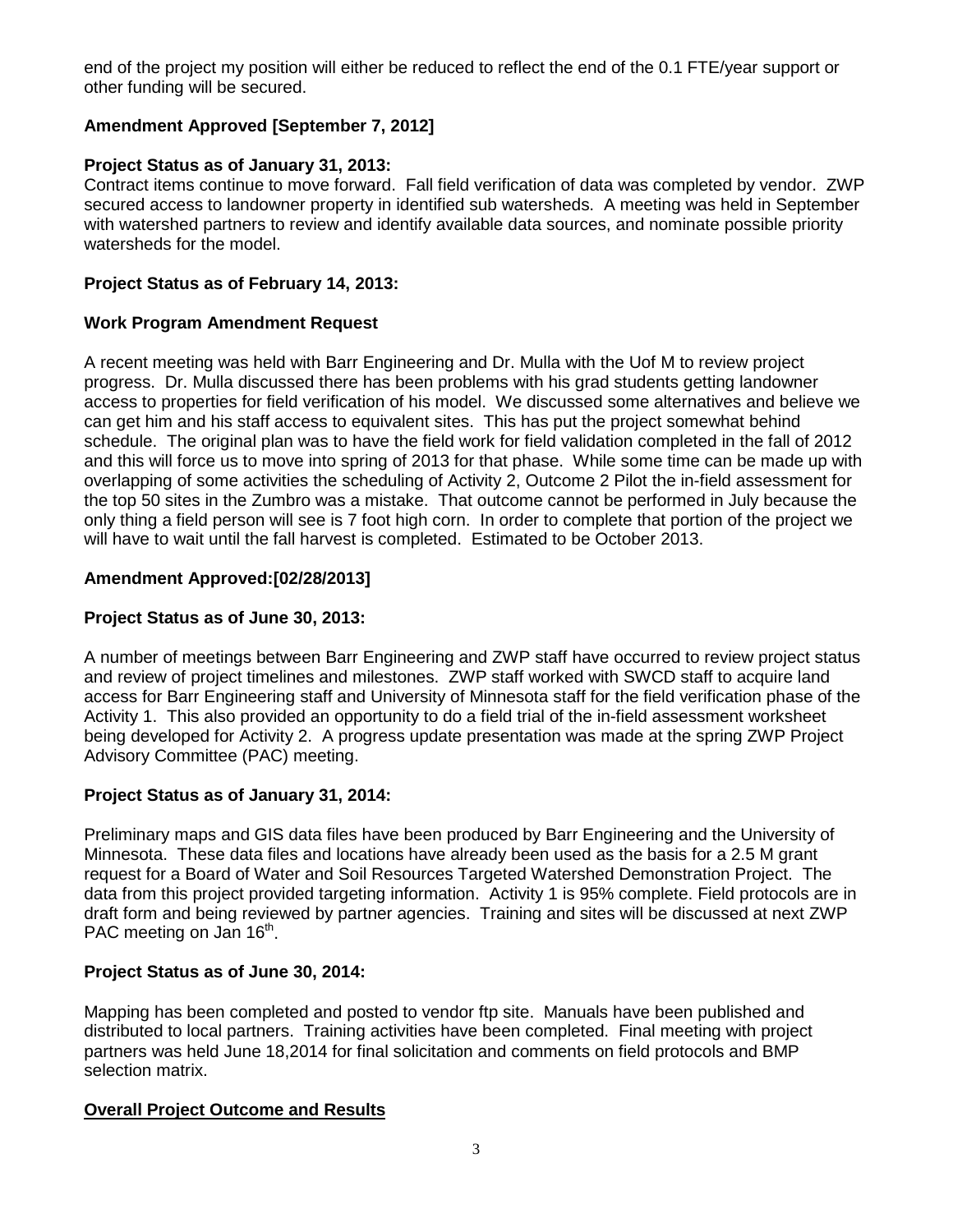end of the project my position will either be reduced to reflect the end of the 0.1 FTE/year support or other funding will be secured.

**Amendment Approved [September 7, 2012]**

**Project Status as of January 31, 2013:**
Contract items continue to move forward. Fall field verification of data was completed by vendor. ZWP secured access to landowner property in identified sub watersheds. A meeting was held in September with watershed partners to review and identify available data sources, and nominate possible priority watersheds for the model.

**Project Status as of February 14, 2013:**

**Work Program Amendment Request**

A recent meeting was held with Barr Engineering and Dr. Mulla with the Uof M to review project progress. Dr. Mulla discussed there has been problems with his grad students getting landowner access to properties for field verification of his model. We discussed some alternatives and believe we can get him and his staff access to equivalent sites. This has put the project somewhat behind schedule. The original plan was to have the field work for field validation completed in the fall of 2012 and this will force us to move into spring of 2013 for that phase. While some time can be made up with overlapping of some activities the scheduling of Activity 2, Outcome 2 Pilot the in-field assessment for the top 50 sites in the Zumbro was a mistake. That outcome cannot be performed in July because the only thing a field person will see is 7 foot high corn. In order to complete that portion of the project we will have to wait until the fall harvest is completed. Estimated to be October 2013.

**Amendment Approved:[02/28/2013]**

**Project Status as of June 30, 2013:**

A number of meetings between Barr Engineering and ZWP staff have occurred to review project status and review of project timelines and milestones. ZWP staff worked with SWCD staff to acquire land access for Barr Engineering staff and University of Minnesota staff for the field verification phase of the Activity 1. This also provided an opportunity to do a field trial of the in-field assessment worksheet being developed for Activity 2. A progress update presentation was made at the spring ZWP Project Advisory Committee (PAC) meeting.

**Project Status as of January 31, 2014:**

Preliminary maps and GIS data files have been produced by Barr Engineering and the University of Minnesota. These data files and locations have already been used as the basis for a 2.5 M grant request for a Board of Water and Soil Resources Targeted Watershed Demonstration Project. The data from this project provided targeting information. Activity 1 is 95% complete. Field protocols are in draft form and being reviewed by partner agencies. Training and sites will be discussed at next ZWP PAC meeting on Jan 16th.

**Project Status as of June 30, 2014:**

Mapping has been completed and posted to vendor ftp site. Manuals have been published and distributed to local partners. Training activities have been completed. Final meeting with project partners was held June 18,2014 for final solicitation and comments on field protocols and BMP selection matrix.

**<u>Overall Project Outcome and Results</u>**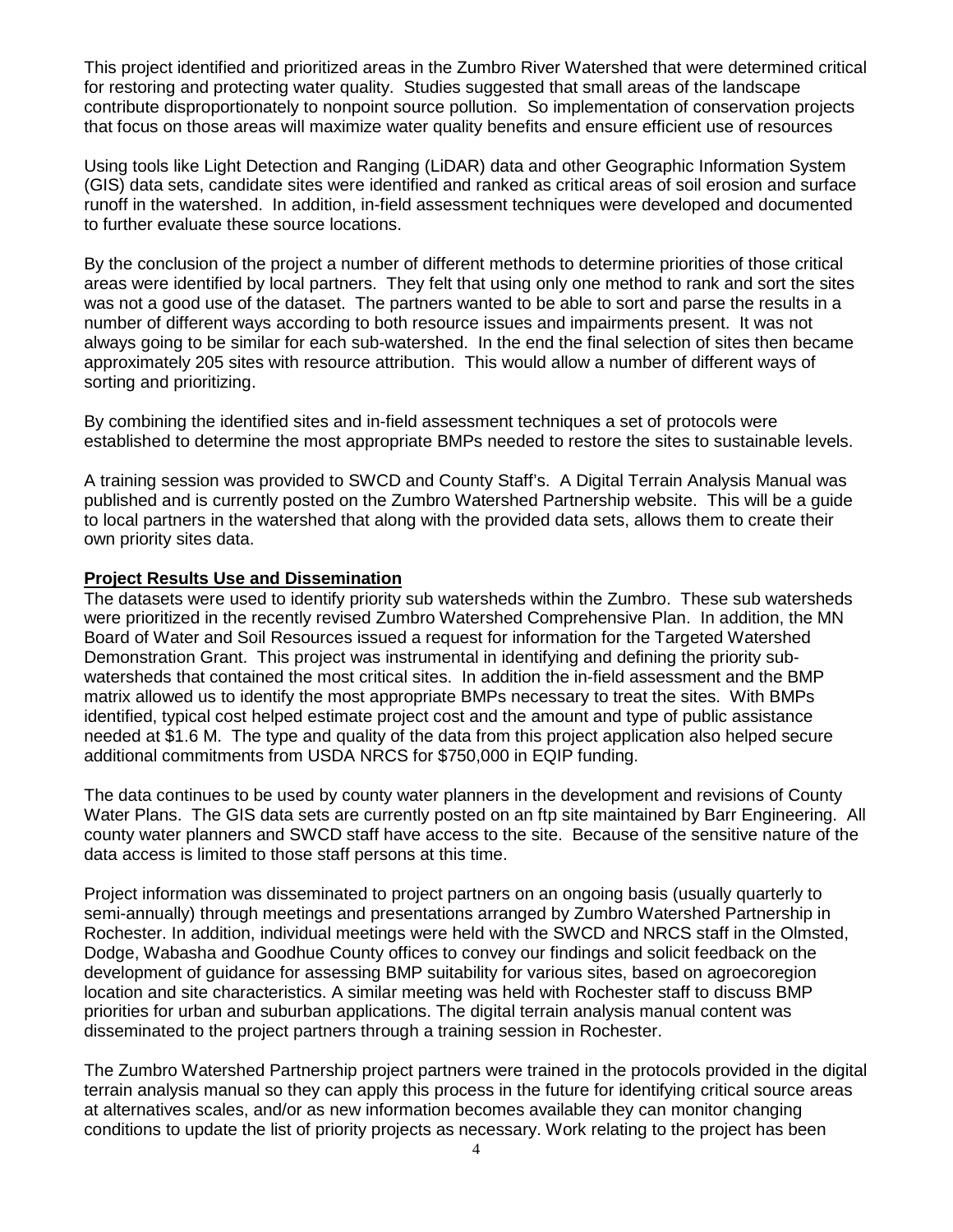This project identified and prioritized areas in the Zumbro River Watershed that were determined critical for restoring and protecting water quality. Studies suggested that small areas of the landscape contribute disproportionately to nonpoint source pollution. So implementation of conservation projects that focus on those areas will maximize water quality benefits and ensure efficient use of resources

Using tools like Light Detection and Ranging (LiDAR) data and other Geographic Information System (GIS) data sets, candidate sites were identified and ranked as critical areas of soil erosion and surface runoff in the watershed. In addition, in-field assessment techniques were developed and documented to further evaluate these source locations.

By the conclusion of the project a number of different methods to determine priorities of those critical areas were identified by local partners. They felt that using only one method to rank and sort the sites was not a good use of the dataset. The partners wanted to be able to sort and parse the results in a number of different ways according to both resource issues and impairments present. It was not always going to be similar for each sub-watershed. In the end the final selection of sites then became approximately 205 sites with resource attribution. This would allow a number of different ways of sorting and prioritizing.

By combining the identified sites and in-field assessment techniques a set of protocols were established to determine the most appropriate BMPs needed to restore the sites to sustainable levels.

A training session was provided to SWCD and County Staff's. A Digital Terrain Analysis Manual was published and is currently posted on the Zumbro Watershed Partnership website. This will be a guide to local partners in the watershed that along with the provided data sets, allows them to create their own priority sites data.

**Project Results Use and Dissemination**

The datasets were used to identify priority sub watersheds within the Zumbro. These sub watersheds were prioritized in the recently revised Zumbro Watershed Comprehensive Plan. In addition, the MN Board of Water and Soil Resources issued a request for information for the Targeted Watershed Demonstration Grant. This project was instrumental in identifying and defining the priority sub-watersheds that contained the most critical sites. In addition the in-field assessment and the BMP matrix allowed us to identify the most appropriate BMPs necessary to treat the sites. With BMPs identified, typical cost helped estimate project cost and the amount and type of public assistance needed at $1.6 M. The type and quality of the data from this project application also helped secure additional commitments from USDA NRCS for $750,000 in EQIP funding.

The data continues to be used by county water planners in the development and revisions of County Water Plans. The GIS data sets are currently posted on an ftp site maintained by Barr Engineering. All county water planners and SWCD staff have access to the site. Because of the sensitive nature of the data access is limited to those staff persons at this time.

Project information was disseminated to project partners on an ongoing basis (usually quarterly to semi-annually) through meetings and presentations arranged by Zumbro Watershed Partnership in Rochester. In addition, individual meetings were held with the SWCD and NRCS staff in the Olmsted, Dodge, Wabasha and Goodhue County offices to convey our findings and solicit feedback on the development of guidance for assessing BMP suitability for various sites, based on agroecoregion location and site characteristics. A similar meeting was held with Rochester staff to discuss BMP priorities for urban and suburban applications. The digital terrain analysis manual content was disseminated to the project partners through a training session in Rochester.

The Zumbro Watershed Partnership project partners were trained in the protocols provided in the digital terrain analysis manual so they can apply this process in the future for identifying critical source areas at alternatives scales, and/or as new information becomes available they can monitor changing conditions to update the list of priority projects as necessary. Work relating to the project has been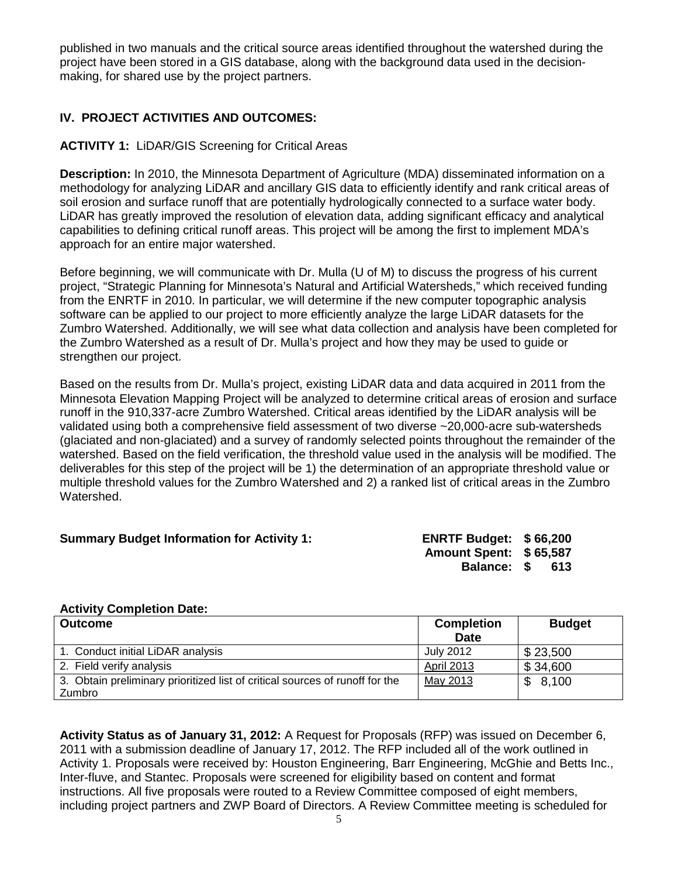published in two manuals and the critical source areas identified throughout the watershed during the project have been stored in a GIS database, along with the background data used in the decision-making, for shared use by the project partners.

## IV. PROJECT ACTIVITIES AND OUTCOMES:

**ACTIVITY 1:** LiDAR/GIS Screening for Critical Areas

**Description:** In 2010, the Minnesota Department of Agriculture (MDA) disseminated information on a methodology for analyzing LiDAR and ancillary GIS data to efficiently identify and rank critical areas of soil erosion and surface runoff that are potentially hydrologically connected to a surface water body. LiDAR has greatly improved the resolution of elevation data, adding significant efficacy and analytical capabilities to defining critical runoff areas. This project will be among the first to implement MDA's approach for an entire major watershed.

Before beginning, we will communicate with Dr. Mulla (U of M) to discuss the progress of his current project, "Strategic Planning for Minnesota's Natural and Artificial Watersheds," which received funding from the ENRTF in 2010. In particular, we will determine if the new computer topographic analysis software can be applied to our project to more efficiently analyze the large LiDAR datasets for the Zumbro Watershed. Additionally, we will see what data collection and analysis have been completed for the Zumbro Watershed as a result of Dr. Mulla's project and how they may be used to guide or strengthen our project.

Based on the results from Dr. Mulla's project, existing LiDAR data and data acquired in 2011 from the Minnesota Elevation Mapping Project will be analyzed to determine critical areas of erosion and surface runoff in the 910,337-acre Zumbro Watershed. Critical areas identified by the LiDAR analysis will be validated using both a comprehensive field assessment of two diverse ~20,000-acre sub-watersheds (glaciated and non-glaciated) and a survey of randomly selected points throughout the remainder of the watershed. Based on the field verification, the threshold value used in the analysis will be modified. The deliverables for this step of the project will be 1) the determination of an appropriate threshold value or multiple threshold values for the Zumbro Watershed and 2) a ranked list of critical areas in the Zumbro Watershed.

**Summary Budget Information for Activity 1:**

**ENRTF Budget: $ 66,200**
**Amount Spent: $ 65,587**
**Balance: $ 613**

**Activity Completion Date:**

| Outcome | Completion Date | Budget |
|---|---|---|
| 1. Conduct initial LiDAR analysis | July 2012 | $ 23,500 |
| 2. Field verify analysis | April 2013 | $ 34,600 |
| 3. Obtain preliminary prioritized list of critical sources of runoff for the Zumbro | May 2013 | $ 8,100 |

**Activity Status as of January 31, 2012:** A Request for Proposals (RFP) was issued on December 6, 2011 with a submission deadline of January 17, 2012. The RFP included all of the work outlined in Activity 1. Proposals were received by: Houston Engineering, Barr Engineering, McGhie and Betts Inc., Inter-fluve, and Stantec. Proposals were screened for eligibility based on content and format instructions. All five proposals were routed to a Review Committee composed of eight members, including project partners and ZWP Board of Directors. A Review Committee meeting is scheduled for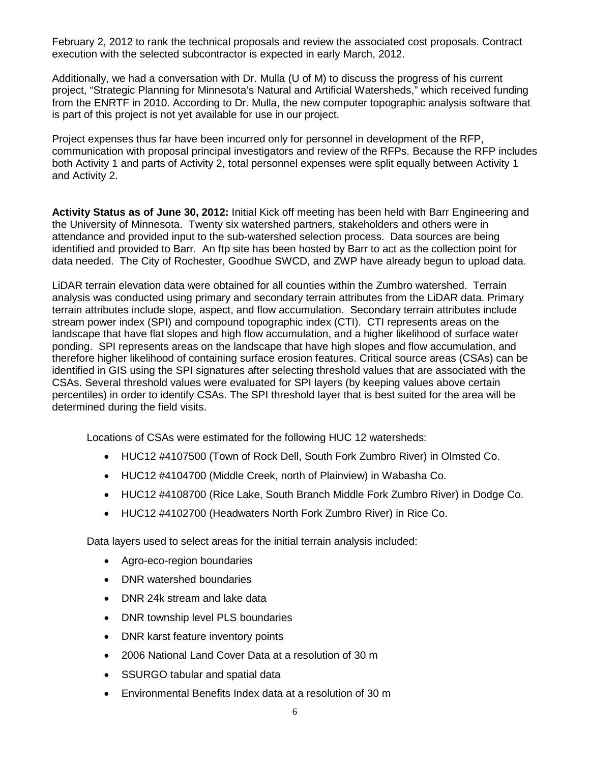February 2, 2012 to rank the technical proposals and review the associated cost proposals. Contract execution with the selected subcontractor is expected in early March, 2012.

Additionally, we had a conversation with Dr. Mulla (U of M) to discuss the progress of his current project, "Strategic Planning for Minnesota's Natural and Artificial Watersheds," which received funding from the ENRTF in 2010. According to Dr. Mulla, the new computer topographic analysis software that is part of this project is not yet available for use in our project.

Project expenses thus far have been incurred only for personnel in development of the RFP, communication with proposal principal investigators and review of the RFPs. Because the RFP includes both Activity 1 and parts of Activity 2, total personnel expenses were split equally between Activity 1 and Activity 2.

**Activity Status as of June 30, 2012:** Initial Kick off meeting has been held with Barr Engineering and the University of Minnesota. Twenty six watershed partners, stakeholders and others were in attendance and provided input to the sub-watershed selection process. Data sources are being identified and provided to Barr. An ftp site has been hosted by Barr to act as the collection point for data needed. The City of Rochester, Goodhue SWCD, and ZWP have already begun to upload data.

LiDAR terrain elevation data were obtained for all counties within the Zumbro watershed. Terrain analysis was conducted using primary and secondary terrain attributes from the LiDAR data. Primary terrain attributes include slope, aspect, and flow accumulation. Secondary terrain attributes include stream power index (SPI) and compound topographic index (CTI). CTI represents areas on the landscape that have flat slopes and high flow accumulation, and a higher likelihood of surface water ponding. SPI represents areas on the landscape that have high slopes and flow accumulation, and therefore higher likelihood of containing surface erosion features. Critical source areas (CSAs) can be identified in GIS using the SPI signatures after selecting threshold values that are associated with the CSAs. Several threshold values were evaluated for SPI layers (by keeping values above certain percentiles) in order to identify CSAs. The SPI threshold layer that is best suited for the area will be determined during the field visits.

Locations of CSAs were estimated for the following HUC 12 watersheds:

- HUC12 #4107500 (Town of Rock Dell, South Fork Zumbro River) in Olmsted Co.
- HUC12 #4104700 (Middle Creek, north of Plainview) in Wabasha Co.
- HUC12 #4108700 (Rice Lake, South Branch Middle Fork Zumbro River) in Dodge Co.
- HUC12 #4102700 (Headwaters North Fork Zumbro River) in Rice Co.

Data layers used to select areas for the initial terrain analysis included:

- Agro-eco-region boundaries
- DNR watershed boundaries
- DNR 24k stream and lake data
- DNR township level PLS boundaries
- DNR karst feature inventory points
- 2006 National Land Cover Data at a resolution of 30 m
- SSURGO tabular and spatial data
- Environmental Benefits Index data at a resolution of 30 m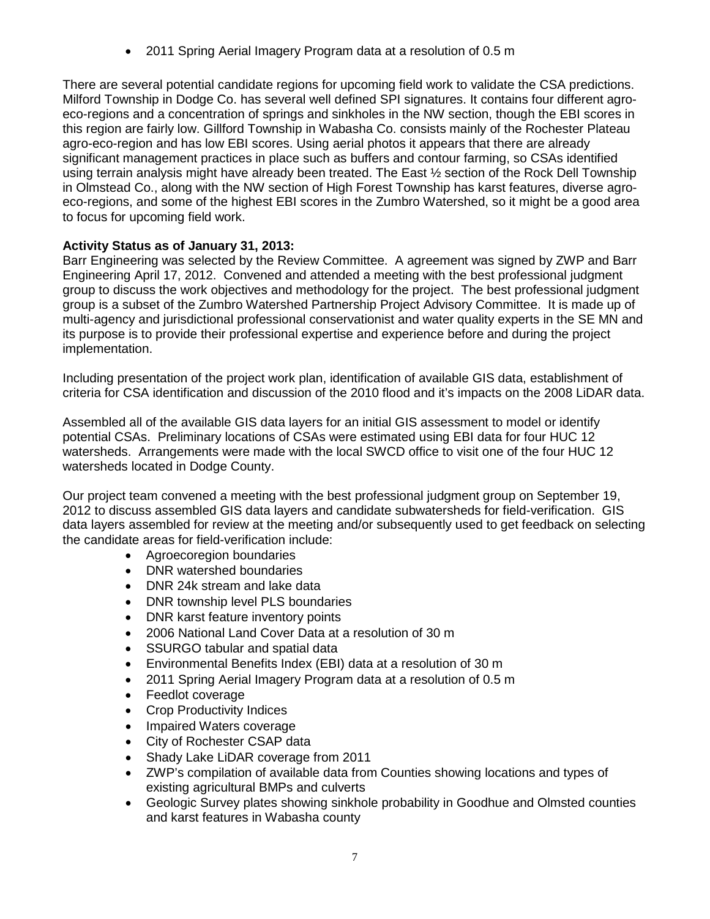- 2011 Spring Aerial Imagery Program data at a resolution of 0.5 m

There are several potential candidate regions for upcoming field work to validate the CSA predictions. Milford Township in Dodge Co. has several well defined SPI signatures. It contains four different agro-eco-regions and a concentration of springs and sinkholes in the NW section, though the EBI scores in this region are fairly low. Gillford Township in Wabasha Co. consists mainly of the Rochester Plateau agro-eco-region and has low EBI scores. Using aerial photos it appears that there are already significant management practices in place such as buffers and contour farming, so CSAs identified using terrain analysis might have already been treated. The East ½ section of the Rock Dell Township in Olmstead Co., along with the NW section of High Forest Township has karst features, diverse agro-eco-regions, and some of the highest EBI scores in the Zumbro Watershed, so it might be a good area to focus for upcoming field work.

**Activity Status as of January 31, 2013:**
Barr Engineering was selected by the Review Committee. A agreement was signed by ZWP and Barr Engineering April 17, 2012. Convened and attended a meeting with the best professional judgment group to discuss the work objectives and methodology for the project. The best professional judgment group is a subset of the Zumbro Watershed Partnership Project Advisory Committee. It is made up of multi-agency and jurisdictional professional conservationist and water quality experts in the SE MN and its purpose is to provide their professional expertise and experience before and during the project implementation.

Including presentation of the project work plan, identification of available GIS data, establishment of criteria for CSA identification and discussion of the 2010 flood and it's impacts on the 2008 LiDAR data.

Assembled all of the available GIS data layers for an initial GIS assessment to model or identify potential CSAs. Preliminary locations of CSAs were estimated using EBI data for four HUC 12 watersheds. Arrangements were made with the local SWCD office to visit one of the four HUC 12 watersheds located in Dodge County.

Our project team convened a meeting with the best professional judgment group on September 19, 2012 to discuss assembled GIS data layers and candidate subwatersheds for field-verification. GIS data layers assembled for review at the meeting and/or subsequently used to get feedback on selecting the candidate areas for field-verification include:

- Agroecoregion boundaries
- DNR watershed boundaries
- DNR 24k stream and lake data
- DNR township level PLS boundaries
- DNR karst feature inventory points
- 2006 National Land Cover Data at a resolution of 30 m
- SSURGO tabular and spatial data
- Environmental Benefits Index (EBI) data at a resolution of 30 m
- 2011 Spring Aerial Imagery Program data at a resolution of 0.5 m
- Feedlot coverage
- Crop Productivity Indices
- Impaired Waters coverage
- City of Rochester CSAP data
- Shady Lake LiDAR coverage from 2011
- ZWP's compilation of available data from Counties showing locations and types of existing agricultural BMPs and culverts
- Geologic Survey plates showing sinkhole probability in Goodhue and Olmsted counties and karst features in Wabasha county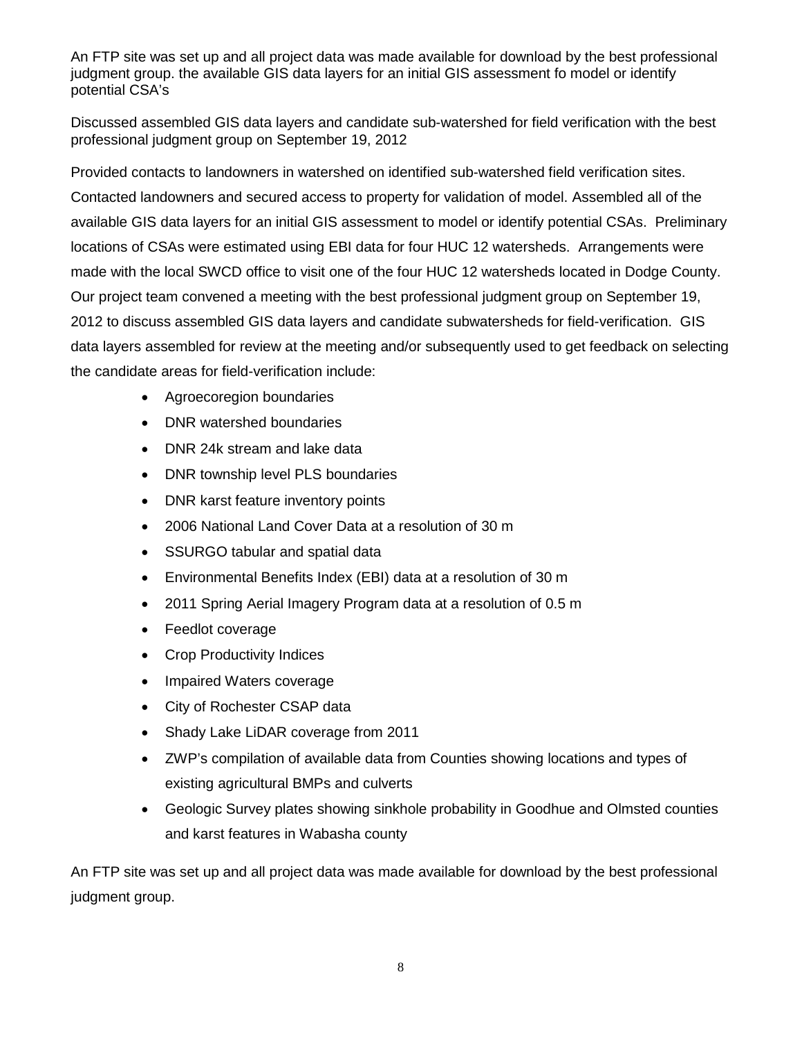An FTP site was set up and all project data was made available for download by the best professional judgment group. the available GIS data layers for an initial GIS assessment fo model or identify potential CSA's

Discussed assembled GIS data layers and candidate sub-watershed for field verification with the best professional judgment group on September 19, 2012

Provided contacts to landowners in watershed on identified sub-watershed field verification sites. Contacted landowners and secured access to property for validation of model. Assembled all of the available GIS data layers for an initial GIS assessment to model or identify potential CSAs. Preliminary locations of CSAs were estimated using EBI data for four HUC 12 watersheds. Arrangements were made with the local SWCD office to visit one of the four HUC 12 watersheds located in Dodge County. Our project team convened a meeting with the best professional judgment group on September 19, 2012 to discuss assembled GIS data layers and candidate subwatersheds for field-verification. GIS data layers assembled for review at the meeting and/or subsequently used to get feedback on selecting the candidate areas for field-verification include:

- Agroecoregion boundaries
- DNR watershed boundaries
- DNR 24k stream and lake data
- DNR township level PLS boundaries
- DNR karst feature inventory points
- 2006 National Land Cover Data at a resolution of 30 m
- SSURGO tabular and spatial data
- Environmental Benefits Index (EBI) data at a resolution of 30 m
- 2011 Spring Aerial Imagery Program data at a resolution of 0.5 m
- Feedlot coverage
- Crop Productivity Indices
- Impaired Waters coverage
- City of Rochester CSAP data
- Shady Lake LiDAR coverage from 2011
- ZWP's compilation of available data from Counties showing locations and types of existing agricultural BMPs and culverts
- Geologic Survey plates showing sinkhole probability in Goodhue and Olmsted counties and karst features in Wabasha county

An FTP site was set up and all project data was made available for download by the best professional judgment group.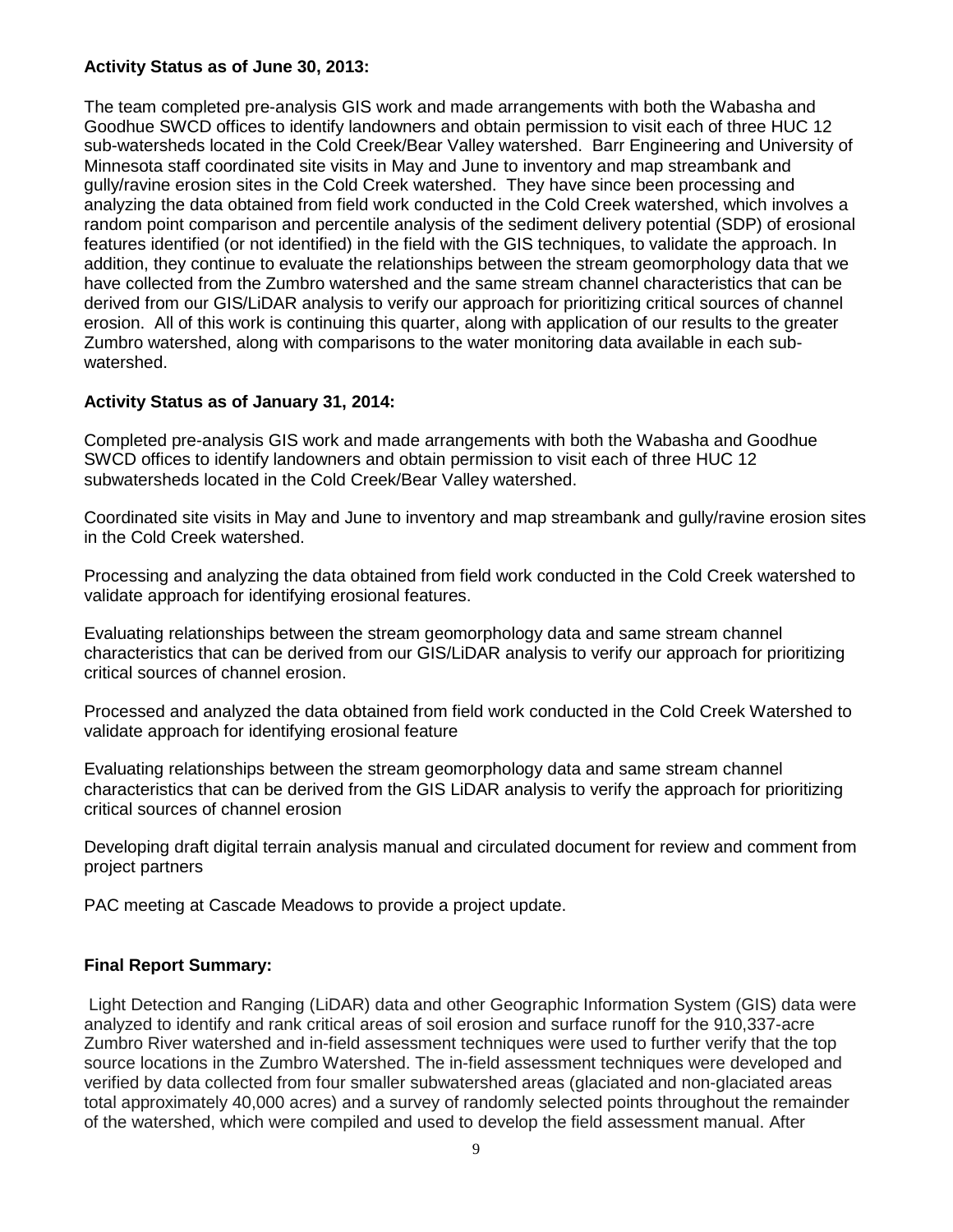**Activity Status as of June 30, 2013:**

The team completed pre-analysis GIS work and made arrangements with both the Wabasha and Goodhue SWCD offices to identify landowners and obtain permission to visit each of three HUC 12 sub-watersheds located in the Cold Creek/Bear Valley watershed. Barr Engineering and University of Minnesota staff coordinated site visits in May and June to inventory and map streambank and gully/ravine erosion sites in the Cold Creek watershed. They have since been processing and analyzing the data obtained from field work conducted in the Cold Creek watershed, which involves a random point comparison and percentile analysis of the sediment delivery potential (SDP) of erosional features identified (or not identified) in the field with the GIS techniques, to validate the approach. In addition, they continue to evaluate the relationships between the stream geomorphology data that we have collected from the Zumbro watershed and the same stream channel characteristics that can be derived from our GIS/LiDAR analysis to verify our approach for prioritizing critical sources of channel erosion. All of this work is continuing this quarter, along with application of our results to the greater Zumbro watershed, along with comparisons to the water monitoring data available in each sub-watershed.

**Activity Status as of January 31, 2014:**

Completed pre-analysis GIS work and made arrangements with both the Wabasha and Goodhue SWCD offices to identify landowners and obtain permission to visit each of three HUC 12 subwatersheds located in the Cold Creek/Bear Valley watershed.

Coordinated site visits in May and June to inventory and map streambank and gully/ravine erosion sites in the Cold Creek watershed.

Processing and analyzing the data obtained from field work conducted in the Cold Creek watershed to validate approach for identifying erosional features.

Evaluating relationships between the stream geomorphology data and same stream channel characteristics that can be derived from our GIS/LiDAR analysis to verify our approach for prioritizing critical sources of channel erosion.

Processed and analyzed the data obtained from field work conducted in the Cold Creek Watershed to validate approach for identifying erosional feature

Evaluating relationships between the stream geomorphology data and same stream channel characteristics that can be derived from the GIS LiDAR analysis to verify the approach for prioritizing critical sources of channel erosion

Developing draft digital terrain analysis manual and circulated document for review and comment from project partners

PAC meeting at Cascade Meadows to provide a project update.

**Final Report Summary:**

Light Detection and Ranging (LiDAR) data and other Geographic Information System (GIS) data were analyzed to identify and rank critical areas of soil erosion and surface runoff for the 910,337-acre Zumbro River watershed and in-field assessment techniques were used to further verify that the top source locations in the Zumbro Watershed. The in-field assessment techniques were developed and verified by data collected from four smaller subwatershed areas (glaciated and non-glaciated areas total approximately 40,000 acres) and a survey of randomly selected points throughout the remainder of the watershed, which were compiled and used to develop the field assessment manual. After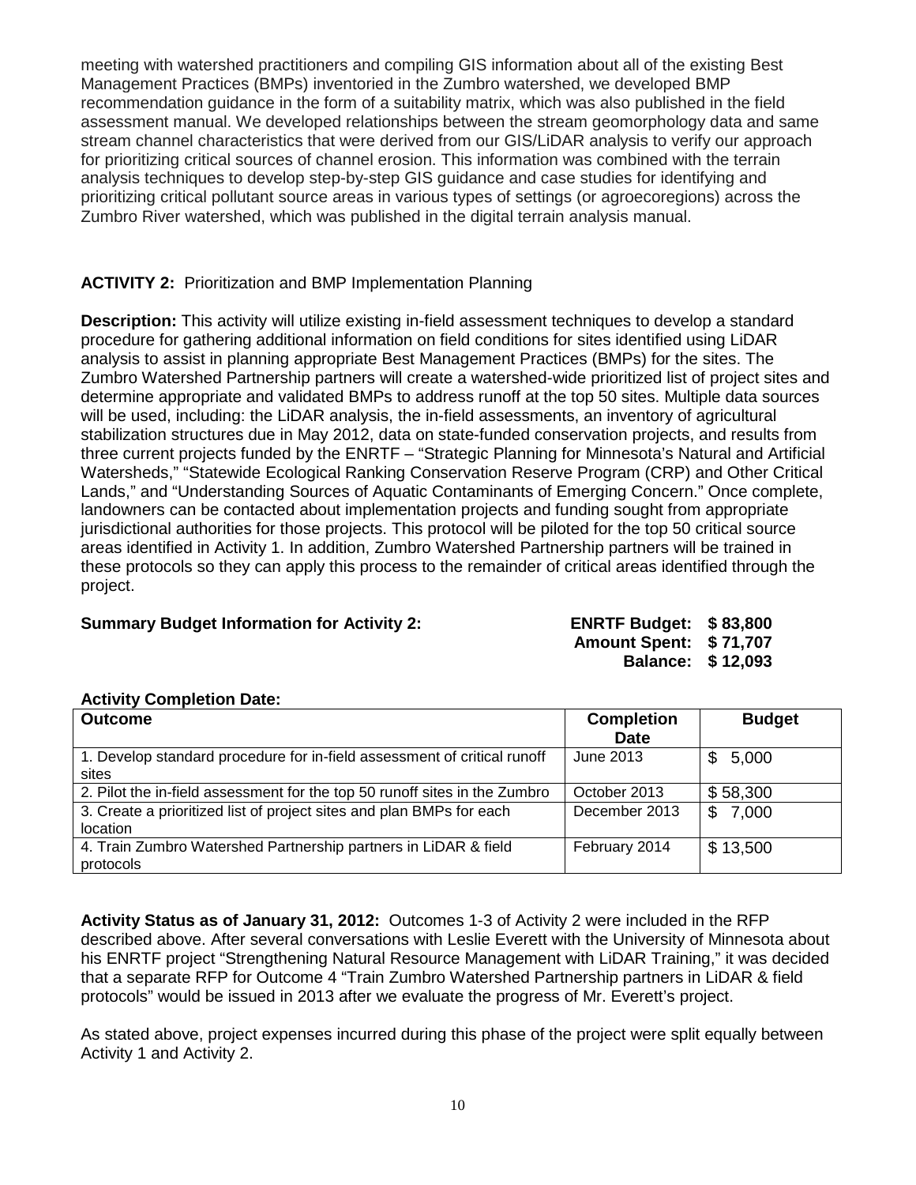meeting with watershed practitioners and compiling GIS information about all of the existing Best Management Practices (BMPs) inventoried in the Zumbro watershed, we developed BMP recommendation guidance in the form of a suitability matrix, which was also published in the field assessment manual. We developed relationships between the stream geomorphology data and same stream channel characteristics that were derived from our GIS/LiDAR analysis to verify our approach for prioritizing critical sources of channel erosion. This information was combined with the terrain analysis techniques to develop step-by-step GIS guidance and case studies for identifying and prioritizing critical pollutant source areas in various types of settings (or agroecoregions) across the Zumbro River watershed, which was published in the digital terrain analysis manual.

**ACTIVITY 2:** Prioritization and BMP Implementation Planning

**Description:** This activity will utilize existing in-field assessment techniques to develop a standard procedure for gathering additional information on field conditions for sites identified using LiDAR analysis to assist in planning appropriate Best Management Practices (BMPs) for the sites. The Zumbro Watershed Partnership partners will create a watershed-wide prioritized list of project sites and determine appropriate and validated BMPs to address runoff at the top 50 sites. Multiple data sources will be used, including: the LiDAR analysis, the in-field assessments, an inventory of agricultural stabilization structures due in May 2012, data on state-funded conservation projects, and results from three current projects funded by the ENRTF – "Strategic Planning for Minnesota's Natural and Artificial Watersheds," "Statewide Ecological Ranking Conservation Reserve Program (CRP) and Other Critical Lands," and "Understanding Sources of Aquatic Contaminants of Emerging Concern." Once complete, landowners can be contacted about implementation projects and funding sought from appropriate jurisdictional authorities for those projects. This protocol will be piloted for the top 50 critical source areas identified in Activity 1. In addition, Zumbro Watershed Partnership partners will be trained in these protocols so they can apply this process to the remainder of critical areas identified through the project.

**Summary Budget Information for Activity 2:**

**ENRTF Budget: $ 83,800**
**Amount Spent: $ 71,707**
**Balance: $ 12,093**

**Activity Completion Date:**

| Outcome | Completion Date | Budget |
|---|---|---|
| 1. Develop standard procedure for in-field assessment of critical runoff sites | June 2013 | $ 5,000 |
| 2. Pilot the in-field assessment for the top 50 runoff sites in the Zumbro | October 2013 | $ 58,300 |
| 3. Create a prioritized list of project sites and plan BMPs for each location | December 2013 | $ 7,000 |
| 4. Train Zumbro Watershed Partnership partners in LiDAR & field protocols | February 2014 | $ 13,500 |

**Activity Status as of January 31, 2012:** Outcomes 1-3 of Activity 2 were included in the RFP described above. After several conversations with Leslie Everett with the University of Minnesota about his ENRTF project "Strengthening Natural Resource Management with LiDAR Training," it was decided that a separate RFP for Outcome 4 "Train Zumbro Watershed Partnership partners in LiDAR & field protocols" would be issued in 2013 after we evaluate the progress of Mr. Everett's project.

As stated above, project expenses incurred during this phase of the project were split equally between Activity 1 and Activity 2.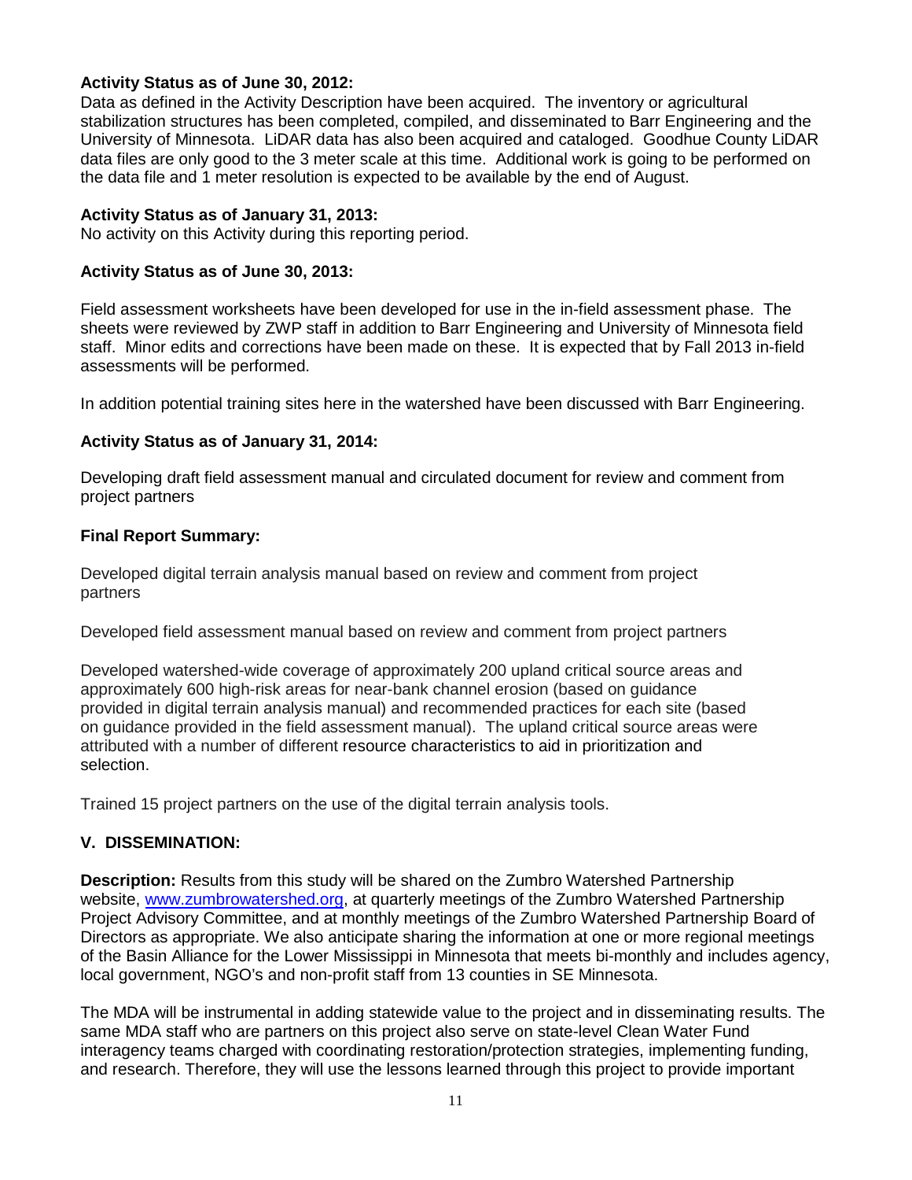**Activity Status as of June 30, 2012:**
Data as defined in the Activity Description have been acquired. The inventory or agricultural stabilization structures has been completed, compiled, and disseminated to Barr Engineering and the University of Minnesota. LiDAR data has also been acquired and cataloged. Goodhue County LiDAR data files are only good to the 3 meter scale at this time. Additional work is going to be performed on the data file and 1 meter resolution is expected to be available by the end of August.

**Activity Status as of January 31, 2013:**
No activity on this Activity during this reporting period.

**Activity Status as of June 30, 2013:**

Field assessment worksheets have been developed for use in the in-field assessment phase. The sheets were reviewed by ZWP staff in addition to Barr Engineering and University of Minnesota field staff. Minor edits and corrections have been made on these. It is expected that by Fall 2013 in-field assessments will be performed.

In addition potential training sites here in the watershed have been discussed with Barr Engineering.

**Activity Status as of January 31, 2014:**

Developing draft field assessment manual and circulated document for review and comment from project partners

**Final Report Summary:**

Developed digital terrain analysis manual based on review and comment from project partners

Developed field assessment manual based on review and comment from project partners

Developed watershed-wide coverage of approximately 200 upland critical source areas and approximately 600 high-risk areas for near-bank channel erosion (based on guidance provided in digital terrain analysis manual) and recommended practices for each site (based on guidance provided in the field assessment manual). The upland critical source areas were attributed with a number of different resource characteristics to aid in prioritization and selection.

Trained 15 project partners on the use of the digital terrain analysis tools.

## V. DISSEMINATION:

**Description:** Results from this study will be shared on the Zumbro Watershed Partnership website, www.zumbrowatershed.org, at quarterly meetings of the Zumbro Watershed Partnership Project Advisory Committee, and at monthly meetings of the Zumbro Watershed Partnership Board of Directors as appropriate. We also anticipate sharing the information at one or more regional meetings of the Basin Alliance for the Lower Mississippi in Minnesota that meets bi-monthly and includes agency, local government, NGO's and non-profit staff from 13 counties in SE Minnesota.

The MDA will be instrumental in adding statewide value to the project and in disseminating results. The same MDA staff who are partners on this project also serve on state-level Clean Water Fund interagency teams charged with coordinating restoration/protection strategies, implementing funding, and research. Therefore, they will use the lessons learned through this project to provide important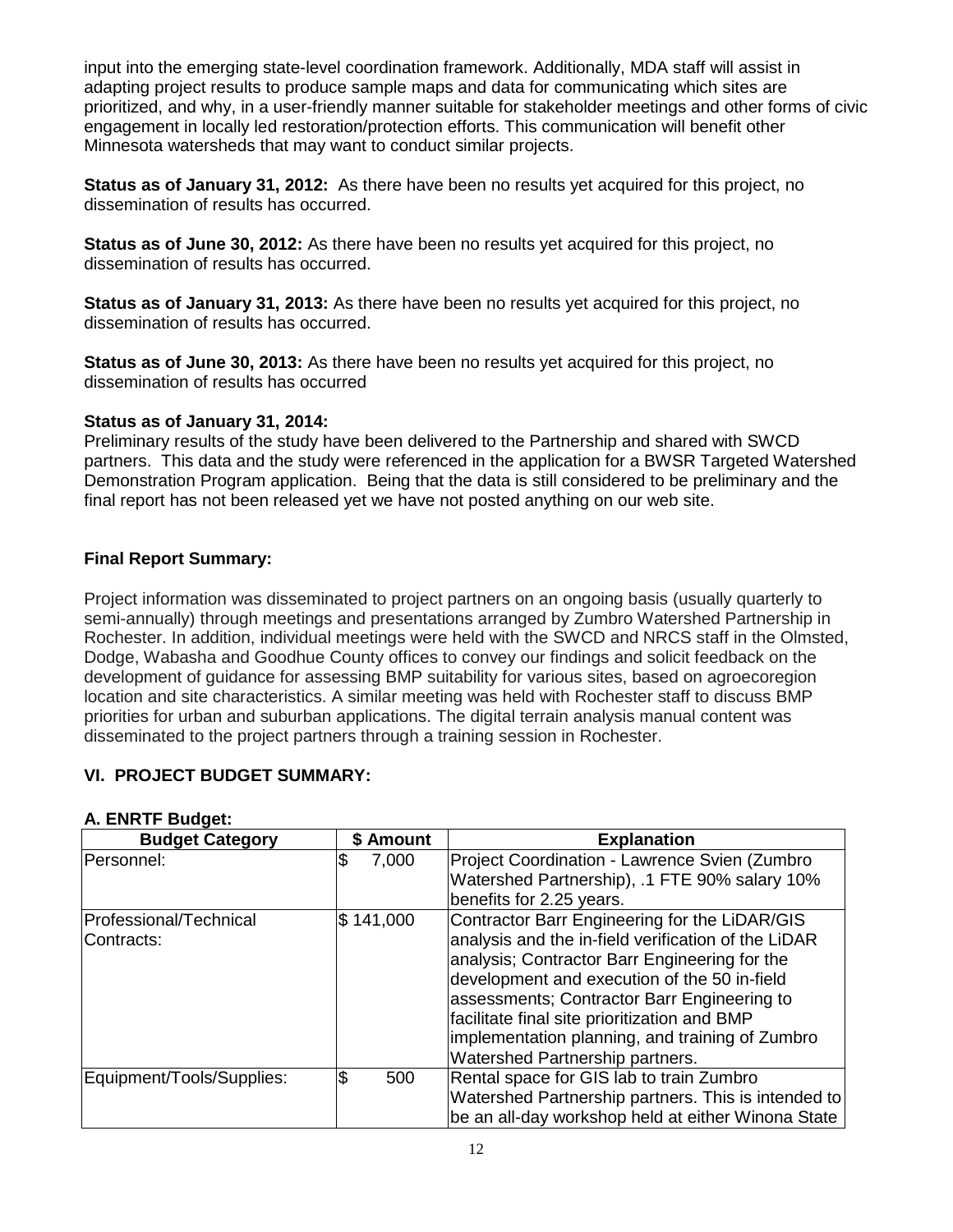input into the emerging state-level coordination framework. Additionally, MDA staff will assist in adapting project results to produce sample maps and data for communicating which sites are prioritized, and why, in a user-friendly manner suitable for stakeholder meetings and other forms of civic engagement in locally led restoration/protection efforts. This communication will benefit other Minnesota watersheds that may want to conduct similar projects.

**Status as of January 31, 2012:** As there have been no results yet acquired for this project, no dissemination of results has occurred.

**Status as of June 30, 2012:** As there have been no results yet acquired for this project, no dissemination of results has occurred.

**Status as of January 31, 2013:** As there have been no results yet acquired for this project, no dissemination of results has occurred.

**Status as of June 30, 2013:** As there have been no results yet acquired for this project, no dissemination of results has occurred

**Status as of January 31, 2014:**
Preliminary results of the study have been delivered to the Partnership and shared with SWCD partners. This data and the study were referenced in the application for a BWSR Targeted Watershed Demonstration Program application. Being that the data is still considered to be preliminary and the final report has not been released yet we have not posted anything on our web site.

**Final Report Summary:**

Project information was disseminated to project partners on an ongoing basis (usually quarterly to semi-annually) through meetings and presentations arranged by Zumbro Watershed Partnership in Rochester. In addition, individual meetings were held with the SWCD and NRCS staff in the Olmsted, Dodge, Wabasha and Goodhue County offices to convey our findings and solicit feedback on the development of guidance for assessing BMP suitability for various sites, based on agroecoregion location and site characteristics. A similar meeting was held with Rochester staff to discuss BMP priorities for urban and suburban applications. The digital terrain analysis manual content was disseminated to the project partners through a training session in Rochester.

## VI. PROJECT BUDGET SUMMARY:

### A. ENRTF Budget:

| Budget Category | $ Amount | Explanation |
|---|---|---|
| Personnel: | $ 7,000 | Project Coordination - Lawrence Svien (Zumbro Watershed Partnership), .1 FTE 90% salary 10% benefits for 2.25 years. |
| Professional/Technical Contracts: | $ 141,000 | Contractor Barr Engineering for the LiDAR/GIS analysis and the in-field verification of the LiDAR analysis; Contractor Barr Engineering for the development and execution of the 50 in-field assessments; Contractor Barr Engineering to facilitate final site prioritization and BMP implementation planning, and training of Zumbro Watershed Partnership partners. |
| Equipment/Tools/Supplies: | $ 500 | Rental space for GIS lab to train Zumbro Watershed Partnership partners. This is intended to be an all-day workshop held at either Winona State |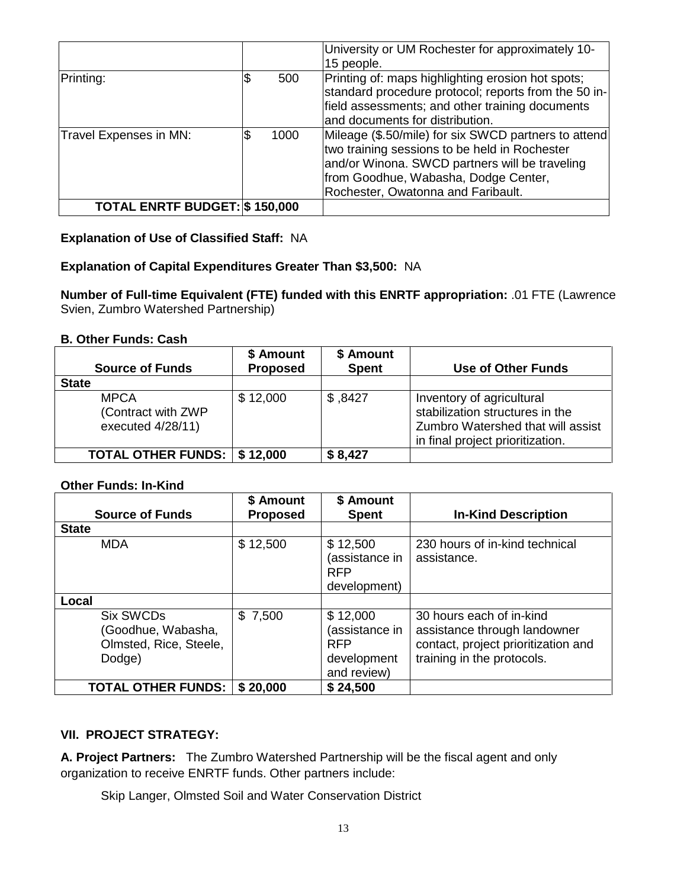| | | |
|---|---|---|
| | | University or UM Rochester for approximately 10-15 people. |
| Printing: | $ 500 | Printing of: maps highlighting erosion hot spots; standard procedure protocol; reports from the 50 in-field assessments; and other training documents and documents for distribution. |
| Travel Expenses in MN: | $ 1000 | Mileage ($.50/mile) for six SWCD partners to attend two training sessions to be held in Rochester and/or Winona. SWCD partners will be traveling from Goodhue, Wabasha, Dodge Center, Rochester, Owatonna and Faribault. |
| **TOTAL ENRTF BUDGET:** | **$ 150,000** | |

**Explanation of Use of Classified Staff:** NA

**Explanation of Capital Expenditures Greater Than $3,500:** NA

**Number of Full-time Equivalent (FTE) funded with this ENRTF appropriation:** .01 FTE (Lawrence Svien, Zumbro Watershed Partnership)

**B. Other Funds: Cash**

| Source of Funds | $ Amount Proposed | $ Amount Spent | Use of Other Funds |
|---|---|---|---|
| **State** | | | |
| MPCA (Contract with ZWP executed 4/28/11) | $ 12,000 | $ ,8427 | Inventory of agricultural stabilization structures in the Zumbro Watershed that will assist in final project prioritization. |
| **TOTAL OTHER FUNDS:** | **$ 12,000** | **$ 8,427** | |

**Other Funds: In-Kind**

| Source of Funds | $ Amount Proposed | $ Amount Spent | In-Kind Description |
|---|---|---|---|
| **State** | | | |
| MDA | $ 12,500 | $ 12,500 (assistance in RFP development) | 230 hours of in-kind technical assistance. |
| **Local** | | | |
| Six SWCDs (Goodhue, Wabasha, Olmsted, Rice, Steele, Dodge) | $ 7,500 | $ 12,000 (assistance in RFP development and review) | 30 hours each of in-kind assistance through landowner contact, project prioritization and training in the protocols. |
| **TOTAL OTHER FUNDS:** | **$ 20,000** | **$ 24,500** | |

## VII. PROJECT STRATEGY:

**A. Project Partners:** The Zumbro Watershed Partnership will be the fiscal agent and only organization to receive ENRTF funds. Other partners include:

Skip Langer, Olmsted Soil and Water Conservation District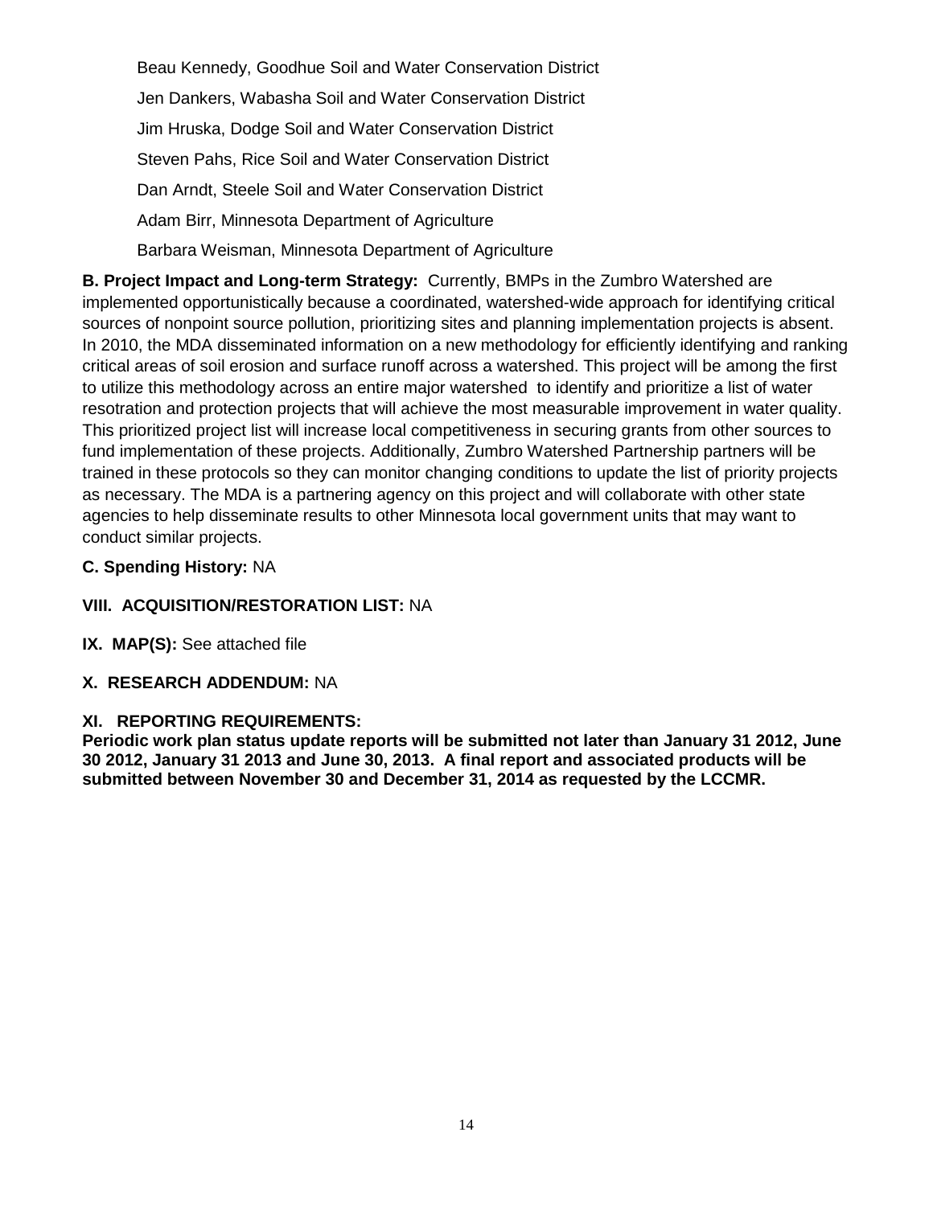Beau Kennedy, Goodhue Soil and Water Conservation District

Jen Dankers, Wabasha Soil and Water Conservation District

Jim Hruska, Dodge Soil and Water Conservation District

Steven Pahs, Rice Soil and Water Conservation District

Dan Arndt, Steele Soil and Water Conservation District

Adam Birr, Minnesota Department of Agriculture

Barbara Weisman, Minnesota Department of Agriculture

**B. Project Impact and Long-term Strategy:** Currently, BMPs in the Zumbro Watershed are implemented opportunistically because a coordinated, watershed-wide approach for identifying critical sources of nonpoint source pollution, prioritizing sites and planning implementation projects is absent. In 2010, the MDA disseminated information on a new methodology for efficiently identifying and ranking critical areas of soil erosion and surface runoff across a watershed. This project will be among the first to utilize this methodology across an entire major watershed to identify and prioritize a list of water resotration and protection projects that will achieve the most measurable improvement in water quality. This prioritized project list will increase local competitiveness in securing grants from other sources to fund implementation of these projects. Additionally, Zumbro Watershed Partnership partners will be trained in these protocols so they can monitor changing conditions to update the list of priority projects as necessary. The MDA is a partnering agency on this project and will collaborate with other state agencies to help disseminate results to other Minnesota local government units that may want to conduct similar projects.

**C. Spending History:** NA

**VIII. ACQUISITION/RESTORATION LIST:** NA

**IX. MAP(S):** See attached file

**X. RESEARCH ADDENDUM:** NA

**XI. REPORTING REQUIREMENTS:**

**Periodic work plan status update reports will be submitted not later than January 31 2012, June 30 2012, January 31 2013 and June 30, 2013. A final report and associated products will be submitted between November 30 and December 31, 2014 as requested by the LCCMR.**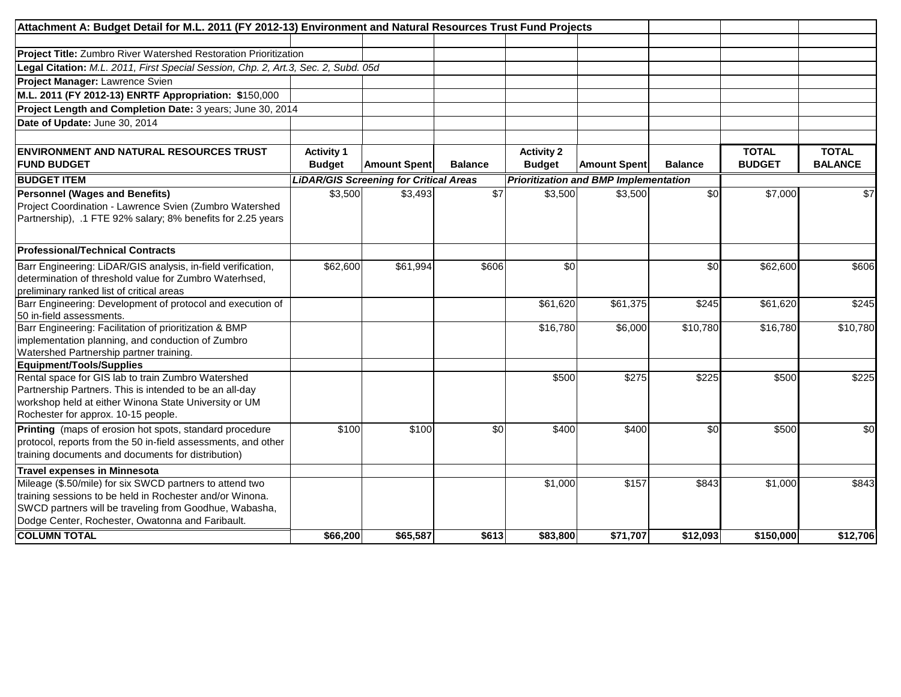**Attachment A: Budget Detail for M.L. 2011 (FY 2012-13) Environment and Natural Resources Trust Fund Projects**

**Project Title:** Zumbro River Watershed Restoration Prioritization

**Legal Citation:** *M.L. 2011, First Special Session, Chp. 2, Art.3, Sec. 2, Subd. 05d*

**Project Manager:** Lawrence Svien

**M.L. 2011 (FY 2012-13) ENRTF Appropriation:** $150,000

**Project Length and Completion Date:** 3 years; June 30, 2014

**Date of Update:** June 30, 2014

| ENVIRONMENT AND NATURAL RESOURCES TRUST FUND BUDGET | Activity 1 Budget | Amount Spent | Balance | Activity 2 Budget | Amount Spent | Balance | TOTAL BUDGET | TOTAL BALANCE |
|---|---|---|---|---|---|---|---|---|
| **BUDGET ITEM** | *LiDAR/GIS Screening for Critical Areas* | | | *Prioritization and BMP Implementation* | | | | |
| **Personnel (Wages and Benefits)** Project Coordination - Lawrence Svien (Zumbro Watershed Partnership), .1 FTE 92% salary; 8% benefits for 2.25 years | $3,500 | $3,493 | $7 | $3,500 | $3,500 | $0 | $7,000 | $7 |
| **Professional/Technical Contracts** | | | | | | | | |
| Barr Engineering: LiDAR/GIS analysis, in-field verification, determination of threshold value for Zumbro Waterhsed, preliminary ranked list of critical areas | $62,600 | $61,994 | $606 | $0 | | $0 | $62,600 | $606 |
| Barr Engineering: Development of protocol and execution of 50 in-field assessments. | | | | $61,620 | $61,375 | $245 | $61,620 | $245 |
| Barr Engineering: Facilitation of prioritization & BMP implementation planning, and conduction of Zumbro Watershed Partnership partner training. | | | | $16,780 | $6,000 | $10,780 | $16,780 | $10,780 |
| **Equipment/Tools/Supplies** | | | | | | | | |
| Rental space for GIS lab to train Zumbro Watershed Partnership Partners. This is intended to be an all-day workshop held at either Winona State University or UM Rochester for approx. 10-15 people. | | | | $500 | $275 | $225 | $500 | $225 |
| **Printing** (maps of erosion hot spots, standard procedure protocol, reports from the 50 in-field assessments, and other training documents and documents for distribution) | $100 | $100 | $0 | $400 | $400 | $0 | $500 | $0 |
| **Travel expenses in Minnesota** | | | | | | | | |
| Mileage ($.50/mile) for six SWCD partners to attend two training sessions to be held in Rochester and/or Winona. SWCD partners will be traveling from Goodhue, Wabasha, Dodge Center, Rochester, Owatonna and Faribault. | | | | $1,000 | $157 | $843 | $1,000 | $843 |
| **COLUMN TOTAL** | **$66,200** | **$65,587** | **$613** | **$83,800** | **$71,707** | **$12,093** | **$150,000** | **$12,706** |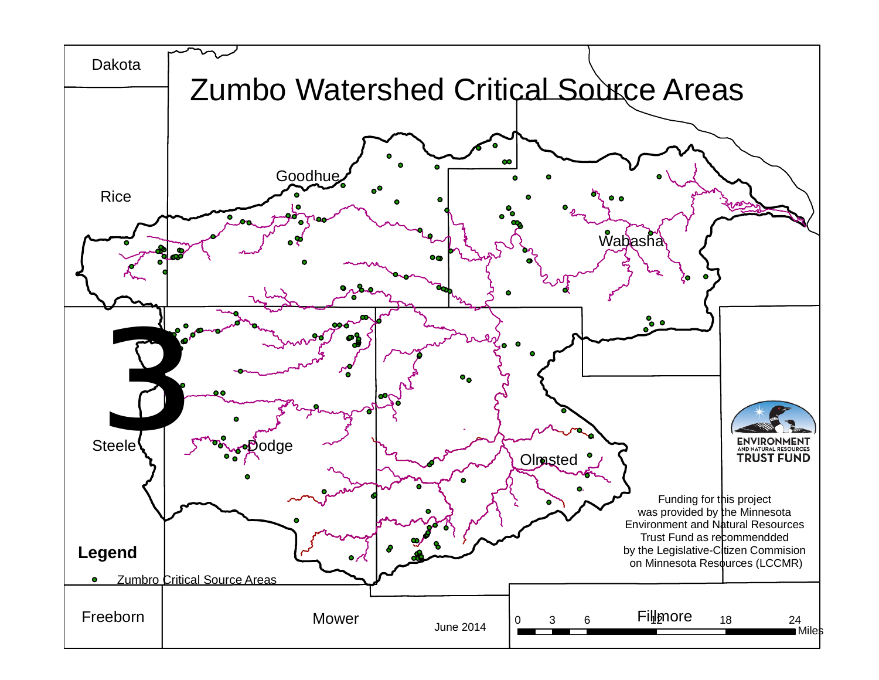# Zumbo Watershed Critical Source Areas

Dakota

Rice

Goodhue

Wabasha

Steele

Dodge

Olmsted

Freeborn

Mower

Fillmore

3

**Legend**

Zumbro Critical Source Areas

ENVIRONMENT AND NATURAL RESOURCES TRUST FUND

Funding for this project was provided by the Minnesota Environment and Natural Resources Trust Fund as recommendded by the Legislative-Citizen Commision on Minnesota Resources (LCCMR)

June 2014

0 3 6 12 18 24 Miles